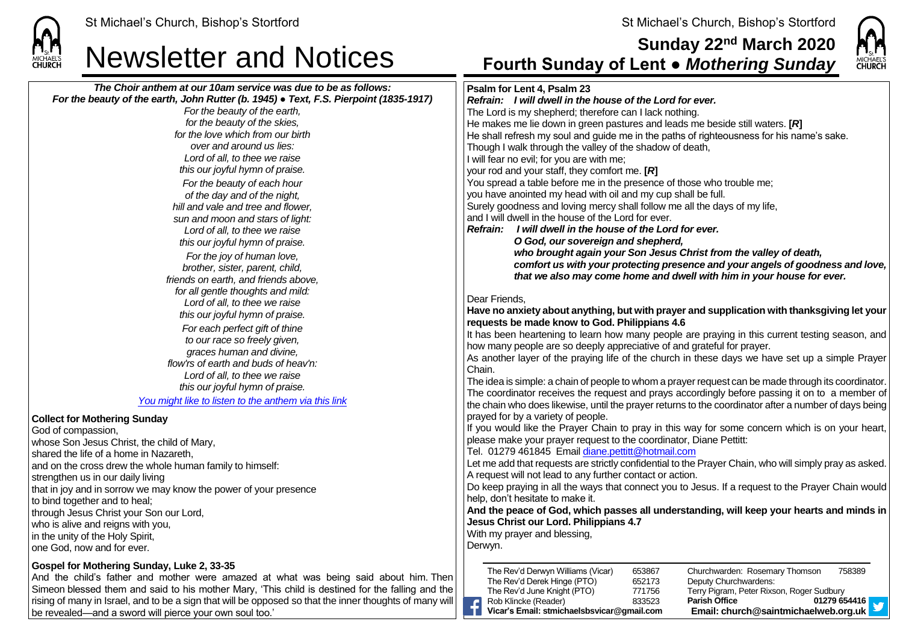# Newsletter and Notices

St Michael's Church, Bishop's Stortford

## Sunday 22nd March 2020
## Fourth Sunday of Lent ● *Mothering Sunday*

***The Choir anthem at our 10am service was due to be as follows:***
***For the beauty of the earth, John Rutter (b. 1945) ● Text, F.S. Pierpoint (1835-1917)***

*For the beauty of the earth,*
*for the beauty of the skies,*
*for the love which from our birth*
*over and around us lies:*
*Lord of all, to thee we raise*
*this our joyful hymn of praise.*

*For the beauty of each hour*
*of the day and of the night,*
*hill and vale and tree and flower,*
*sun and moon and stars of light:*
*Lord of all, to thee we raise*
*this our joyful hymn of praise.*

*For the joy of human love,*
*brother, sister, parent, child,*
*friends on earth, and friends above,*
*for all gentle thoughts and mild:*
*Lord of all, to thee we raise*
*this our joyful hymn of praise.*

*For each perfect gift of thine*
*to our race so freely given,*
*graces human and divine,*
*flow'rs of earth and buds of heav'n:*
*Lord of all, to thee we raise*
*this our joyful hymn of praise.*

*You might like to listen to the anthem via this link*

**Collect for Mothering Sunday**

God of compassion,
whose Son Jesus Christ, the child of Mary,
shared the life of a home in Nazareth,
and on the cross drew the whole human family to himself:
strengthen us in our daily living
that in joy and in sorrow we may know the power of your presence
to bind together and to heal;
through Jesus Christ your Son our Lord,
who is alive and reigns with you,
in the unity of the Holy Spirit,
one God, now and for ever.

**Gospel for Mothering Sunday, Luke 2, 33-35**

And the child's father and mother were amazed at what was being said about him. Then Simeon blessed them and said to his mother Mary, 'This child is destined for the falling and the rising of many in Israel, and to be a sign that will be opposed so that the inner thoughts of many will be revealed—and a sword will pierce your own soul too.'

**Psalm for Lent 4, Psalm 23**

***Refrain: I will dwell in the house of the Lord for ever.***

The Lord is my shepherd; therefore can I lack nothing.
He makes me lie down in green pastures and leads me beside still waters. **[*R*]**
He shall refresh my soul and guide me in the paths of righteousness for his name's sake.
Though I walk through the valley of the shadow of death,
I will fear no evil; for you are with me;
your rod and your staff, they comfort me. **[*R*]**
You spread a table before me in the presence of those who trouble me;
you have anointed my head with oil and my cup shall be full.
Surely goodness and loving mercy shall follow me all the days of my life,
and I will dwell in the house of the Lord for ever.

***Refrain: I will dwell in the house of the Lord for ever.***
***O God, our sovereign and shepherd,***
***who brought again your Son Jesus Christ from the valley of death,***
***comfort us with your protecting presence and your angels of goodness and love,***
***that we also may come home and dwell with him in your house for ever.***

Dear Friends,

**Have no anxiety about anything, but with prayer and supplication with thanksgiving let your requests be made know to God. Philippians 4.6**

It has been heartening to learn how many people are praying in this current testing season, and how many people are so deeply appreciative of and grateful for prayer.

As another layer of the praying life of the church in these days we have set up a simple Prayer Chain.

The idea is simple: a chain of people to whom a prayer request can be made through its coordinator. The coordinator receives the request and prays accordingly before passing it on to a member of the chain who does likewise, until the prayer returns to the coordinator after a number of days being prayed for by a variety of people.

If you would like the Prayer Chain to pray in this way for some concern which is on your heart, please make your prayer request to the coordinator, Diane Pettitt:
Tel. 01279 461845 Email diane.pettitt@hotmail.com

Let me add that requests are strictly confidential to the Prayer Chain, who will simply pray as asked. A request will not lead to any further contact or action.

Do keep praying in all the ways that connect you to Jesus. If a request to the Prayer Chain would help, don't hesitate to make it.

**And the peace of God, which passes all understanding, will keep your hearts and minds in Jesus Christ our Lord. Philippians 4.7**

With my prayer and blessing,
Derwyn.

| | | | |
|---|---|---|---|
| The Rev'd Derwyn Williams (Vicar) | 653867 | Churchwarden: Rosemary Thomson | 758389 |
| The Rev'd Derek Hinge (PTO) | 652173 | Deputy Churchwardens: | |
| The Rev'd June Knight (PTO) | 771756 | Terry Pigram, Peter Rixson, Roger Sudbury | |
| Rob Klincke (Reader) | 833523 | **Parish Office** | **01279 654416** |
| **Vicar's Email: stmichaelsbsvicar@gmail.com** | | **Email: church@saintmichaelweb.org.uk** | |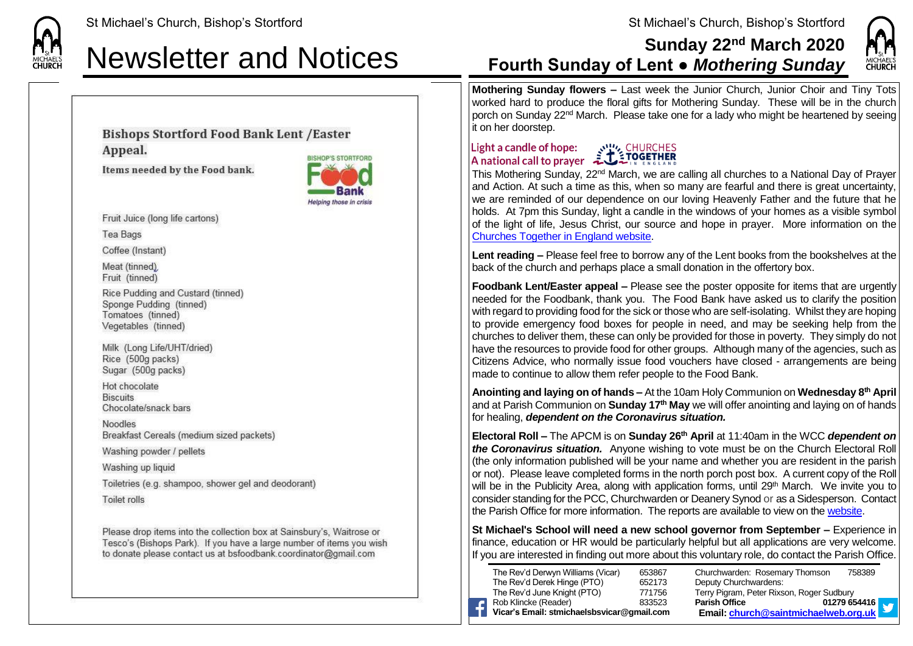# Newsletter and Notices

## Sunday 22nd March 2020
## Fourth Sunday of Lent ● *Mothering Sunday*

### Bishops Stortford Food Bank Lent /Easter Appeal.

**Items needed by the Food bank.**

BISHOP'S STORTFORD Food Bank Helping those in crisis

Fruit Juice (long life cartons)

Tea Bags

Coffee (Instant)

Meat (tinned)
Fruit (tinned)

Rice Pudding and Custard (tinned)
Sponge Pudding (tinned)
Tomatoes (tinned)
Vegetables (tinned)

Milk (Long Life/UHT/dried)
Rice (500g packs)
Sugar (500g packs)

Hot chocolate
Biscuits
Chocolate/snack bars

Noodles
Breakfast Cereals (medium sized packets)

Washing powder / pellets

Washing up liquid

Toiletries (e.g. shampoo, shower gel and deodorant)

Toilet rolls

Please drop items into the collection box at Sainsbury's, Waitrose or Tesco's (Bishops Park). If you have a large number of items you wish to donate please contact us at bsfoodbank.coordinator@gmail.com

---

**Mothering Sunday flowers –** Last week the Junior Church, Junior Choir and Tiny Tots worked hard to produce the floral gifts for Mothering Sunday. These will be in the church porch on Sunday 22nd March. Please take one for a lady who might be heartened by seeing it on her doorstep.

**Light a candle of hope: A national call to prayer** — CHURCHES TOGETHER IN ENGLAND

This Mothering Sunday, 22nd March, we are calling all churches to a National Day of Prayer and Action. At such a time as this, when so many are fearful and there is great uncertainty, we are reminded of our dependence on our loving Heavenly Father and the future that he holds. At 7pm this Sunday, light a candle in the windows of your homes as a visible symbol of the light of life, Jesus Christ, our source and hope in prayer. More information on the Churches Together in England website.

**Lent reading –** Please feel free to borrow any of the Lent books from the bookshelves at the back of the church and perhaps place a small donation in the offertory box.

**Foodbank Lent/Easter appeal –** Please see the poster opposite for items that are urgently needed for the Foodbank, thank you. The Food Bank have asked us to clarify the position with regard to providing food for the sick or those who are self-isolating. Whilst they are hoping to provide emergency food boxes for people in need, and may be seeking help from the churches to deliver them, these can only be provided for those in poverty. They simply do not have the resources to provide food for other groups. Although many of the agencies, such as Citizens Advice, who normally issue food vouchers have closed - arrangements are being made to continue to allow them refer people to the Food Bank.

**Anointing and laying on of hands –** At the 10am Holy Communion on **Wednesday 8th April** and at Parish Communion on **Sunday 17th May** we will offer anointing and laying on of hands for healing, ***dependent on the Coronavirus situation.***

**Electoral Roll –** The APCM is on **Sunday 26th April** at 11:40am in the WCC ***dependent on the Coronavirus situation.*** Anyone wishing to vote must be on the Church Electoral Roll (the only information published will be your name and whether you are resident in the parish or not). Please leave completed forms in the north porch post box. A current copy of the Roll will be in the Publicity Area, along with application forms, until 29th March. We invite you to consider standing for the PCC, Churchwarden or Deanery Synod or as a Sidesperson. Contact the Parish Office for more information. The reports are available to view on the website.

**St Michael's School will need a new school governor from September –** Experience in finance, education or HR would be particularly helpful but all applications are very welcome. If you are interested in finding out more about this voluntary role, do contact the Parish Office.

| | | | |
|---|---|---|---|
| The Rev'd Derwyn Williams (Vicar) | 653867 | Churchwarden: Rosemary Thomson | 758389 |
| The Rev'd Derek Hinge (PTO) | 652173 | Deputy Churchwardens: | |
| The Rev'd June Knight (PTO) | 771756 | Terry Pigram, Peter Rixson, Roger Sudbury | |
| Rob Klincke (Reader) | 833523 | **Parish Office** | **01279 654416** |
| **Vicar's Email: stmichaelsbsvicar@gmail.com** | | **Email: church@saintmichaelweb.org.uk** | |